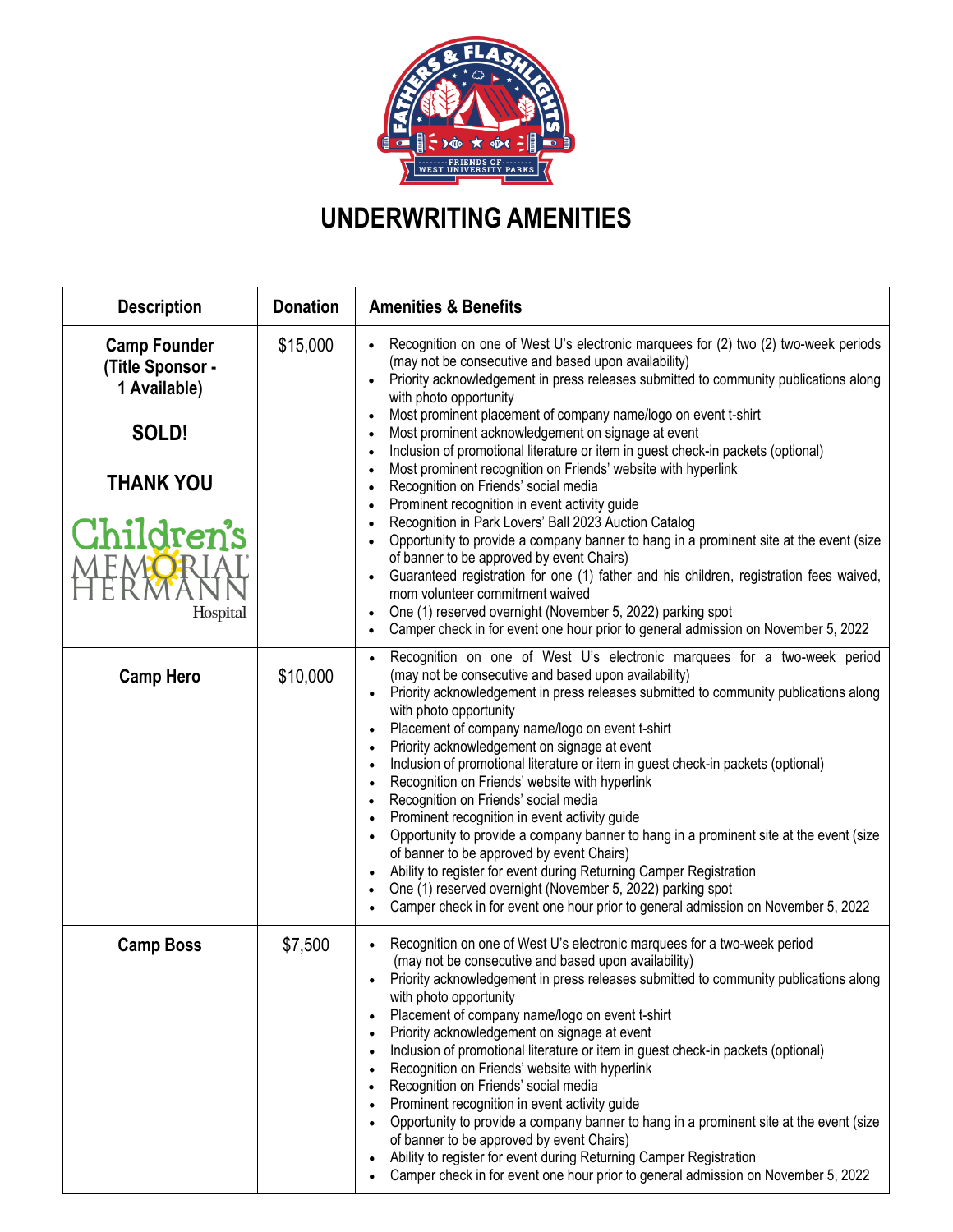# UNDERWRITING AMENITIES

| Description | Donation | Amenities & Benefits |
|---|---|---|
| **Camp Founder (Title Sponsor - 1 Available)**<br><br>**SOLD!**<br><br>**THANK YOU**<br><br>Children's Memorial Hermann Hospital | $15,000 | • Recognition on one of West U's electronic marquees for (2) two (2) two-week periods (may not be consecutive and based upon availability)<br>• Priority acknowledgement in press releases submitted to community publications along with photo opportunity<br>• Most prominent placement of company name/logo on event t-shirt<br>• Most prominent acknowledgement on signage at event<br>• Inclusion of promotional literature or item in guest check-in packets (optional)<br>• Most prominent recognition on Friends' website with hyperlink<br>• Recognition on Friends' social media<br>• Prominent recognition in event activity guide<br>• Recognition in Park Lovers' Ball 2023 Auction Catalog<br>• Opportunity to provide a company banner to hang in a prominent site at the event (size of banner to be approved by event Chairs)<br>• Guaranteed registration for one (1) father and his children, registration fees waived, mom volunteer commitment waived<br>• One (1) reserved overnight (November 5, 2022) parking spot<br>• Camper check in for event one hour prior to general admission on November 5, 2022 |
| **Camp Hero** | $10,000 | • Recognition on one of West U's electronic marquees for a two-week period (may not be consecutive and based upon availability)<br>• Priority acknowledgement in press releases submitted to community publications along with photo opportunity<br>• Placement of company name/logo on event t-shirt<br>• Priority acknowledgement on signage at event<br>• Inclusion of promotional literature or item in guest check-in packets (optional)<br>• Recognition on Friends' website with hyperlink<br>• Recognition on Friends' social media<br>• Prominent recognition in event activity guide<br>• Opportunity to provide a company banner to hang in a prominent site at the event (size of banner to be approved by event Chairs)<br>• Ability to register for event during Returning Camper Registration<br>• One (1) reserved overnight (November 5, 2022) parking spot<br>• Camper check in for event one hour prior to general admission on November 5, 2022 |
| **Camp Boss** | $7,500 | • Recognition on one of West U's electronic marquees for a two-week period (may not be consecutive and based upon availability)<br>• Priority acknowledgement in press releases submitted to community publications along with photo opportunity<br>• Placement of company name/logo on event t-shirt<br>• Priority acknowledgement on signage at event<br>• Inclusion of promotional literature or item in guest check-in packets (optional)<br>• Recognition on Friends' website with hyperlink<br>• Recognition on Friends' social media<br>• Prominent recognition in event activity guide<br>• Opportunity to provide a company banner to hang in a prominent site at the event (size of banner to be approved by event Chairs)<br>• Ability to register for event during Returning Camper Registration<br>• Camper check in for event one hour prior to general admission on November 5, 2022 |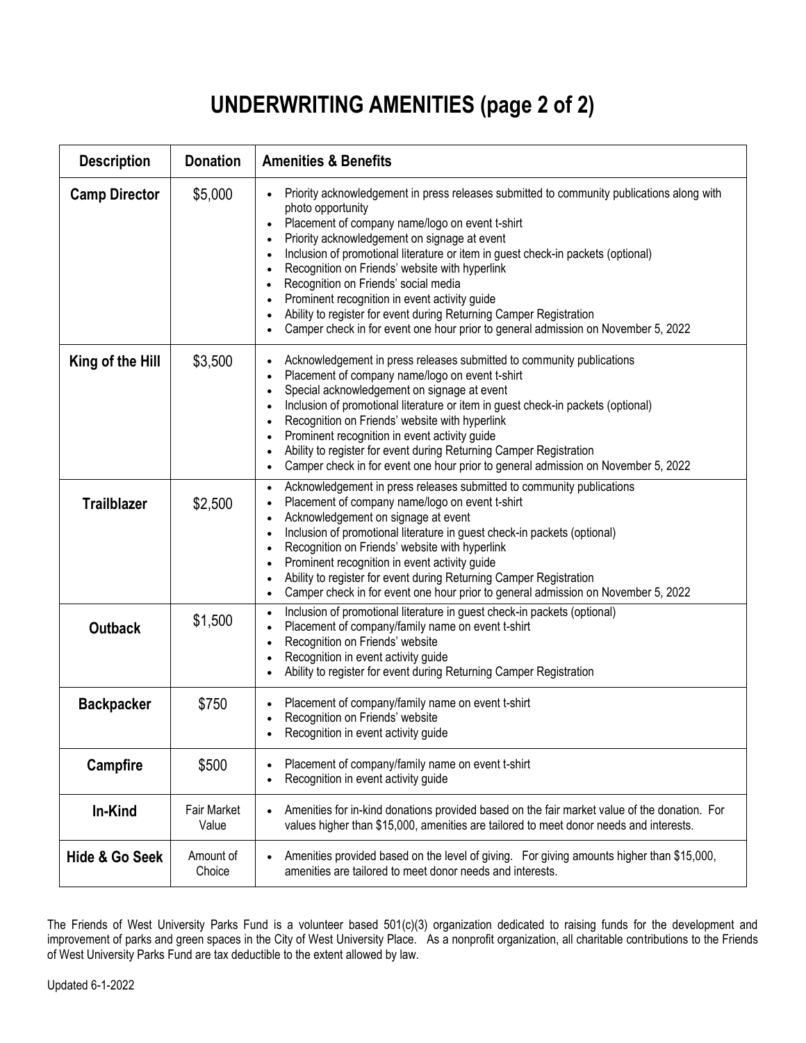# UNDERWRITING AMENITIES (page 2 of 2)

| Description | Donation | Amenities & Benefits |
|---|---|---|
| **Camp Director** | $5,000 | • Priority acknowledgement in press releases submitted to community publications along with photo opportunity<br>• Placement of company name/logo on event t-shirt<br>• Priority acknowledgement on signage at event<br>• Inclusion of promotional literature or item in guest check-in packets (optional)<br>• Recognition on Friends' website with hyperlink<br>• Recognition on Friends' social media<br>• Prominent recognition in event activity guide<br>• Ability to register for event during Returning Camper Registration<br>• Camper check in for event one hour prior to general admission on November 5, 2022 |
| **King of the Hill** | $3,500 | • Acknowledgement in press releases submitted to community publications<br>• Placement of company name/logo on event t-shirt<br>• Special acknowledgement on signage at event<br>• Inclusion of promotional literature or item in guest check-in packets (optional)<br>• Recognition on Friends' website with hyperlink<br>• Prominent recognition in event activity guide<br>• Ability to register for event during Returning Camper Registration<br>• Camper check in for event one hour prior to general admission on November 5, 2022 |
| **Trailblazer** | $2,500 | • Acknowledgement in press releases submitted to community publications<br>• Placement of company name/logo on event t-shirt<br>• Acknowledgement on signage at event<br>• Inclusion of promotional literature or item in guest check-in packets (optional)<br>• Recognition on Friends' website with hyperlink<br>• Prominent recognition in event activity guide<br>• Ability to register for event during Returning Camper Registration<br>• Camper check in for event one hour prior to general admission on November 5, 2022 |
| **Outback** | $1,500 | • Inclusion of promotional literature in guest check-in packets (optional)<br>• Placement of company/family name on event t-shirt<br>• Recognition on Friends' website<br>• Recognition in event activity guide<br>• Ability to register for event during Returning Camper Registration |
| **Backpacker** | $750 | • Placement of company/family name on event t-shirt<br>• Recognition on Friends' website<br>• Recognition in event activity guide |
| **Campfire** | $500 | • Placement of company/family name on event t-shirt<br>• Recognition in event activity guide |
| **In-Kind** | Fair Market Value | • Amenities for in-kind donations provided based on the fair market value of the donation. For values higher than $15,000, amenities are tailored to meet donor needs and interests. |
| **Hide & Go Seek** | Amount of Choice | • Amenities provided based on the level of giving. For giving amounts higher than $15,000, amenities are tailored to meet donor needs and interests. |

The Friends of West University Parks Fund is a volunteer based 501(c)(3) organization dedicated to raising funds for the development and improvement of parks and green spaces in the City of West University Place. As a nonprofit organization, all charitable contributions to the Friends of West University Parks Fund are tax deductible to the extent allowed by law.

Updated 6-1-2022